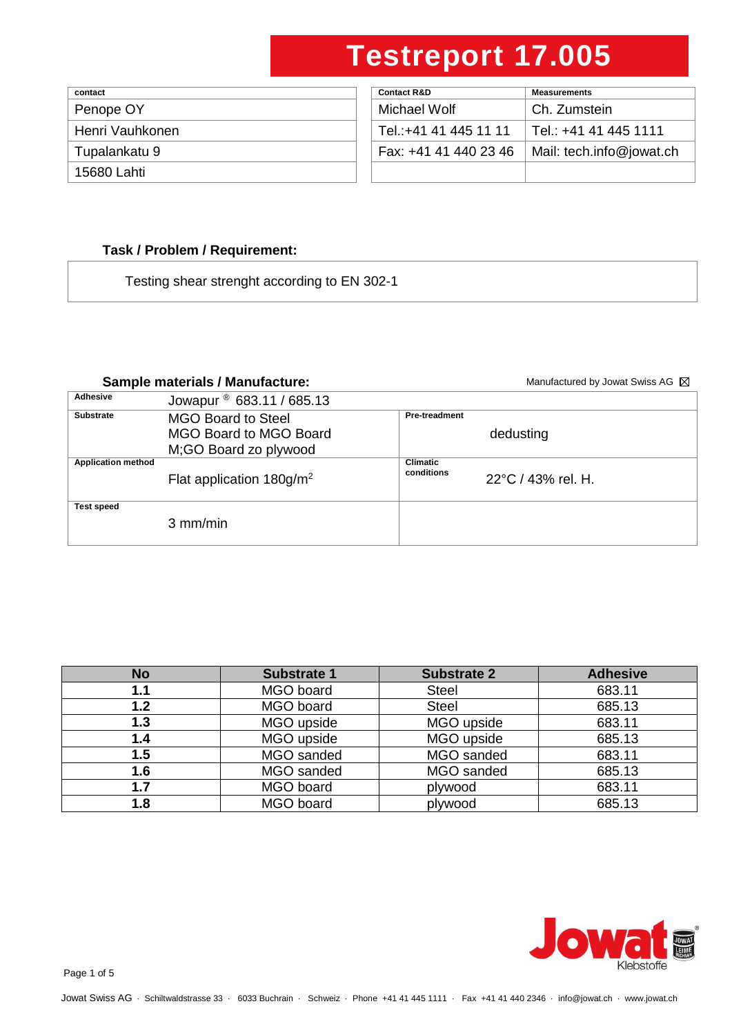# Testreport 17.005

| contact | Contact R&D | Measurements |
|---|---|---|
| Penope OY | Michael Wolf | Ch. Zumstein |
| Henri Vauhkonen | Tel.:+41 41 445 11 11 | Tel.: +41 41 445 1111 |
| Tupalankatu 9 | Fax: +41 41 440 23 46 | Mail: tech.info@jowat.ch |
| 15680 Lahti | | |

### Task / Problem / Requirement:

Testing shear strenght according to EN 302-1

### Sample materials / Manufacture:

Manufactured by Jowat Swiss AG ☒

| | | | |
|---|---|---|---|
| **Adhesive** | Jowapur ® 683.11 / 685.13 | | |
| **Substrate** | MGO Board to Steel<br>MGO Board to MGO Board<br>M;GO Board zo plywood | **Pre-treadment** | dedusting |
| **Application method** | Flat application 180g/m² | **Climatic conditions** | 22°C / 43% rel. H. |
| **Test speed** | 3 mm/min | | |

| No | Substrate 1 | Substrate 2 | Adhesive |
|---|---|---|---|
| **1.1** | MGO board | Steel | 683.11 |
| **1.2** | MGO board | Steel | 685.13 |
| **1.3** | MGO upside | MGO upside | 683.11 |
| **1.4** | MGO upside | MGO upside | 685.13 |
| **1.5** | MGO sanded | MGO sanded | 683.11 |
| **1.6** | MGO sanded | MGO sanded | 685.13 |
| **1.7** | MGO board | plywood | 683.11 |
| **1.8** | MGO board | plywood | 685.13 |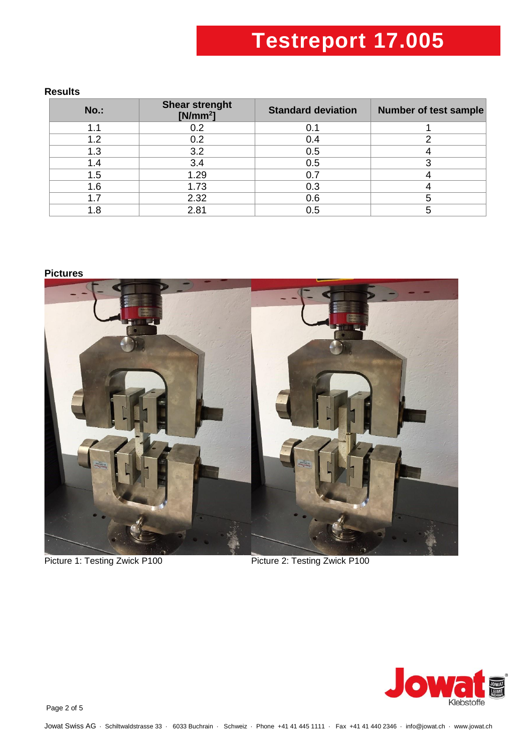# Testreport 17.005

**Results**

| No.: | Shear strenght [N/mm$^2$] | Standard deviation | Number of test sample |
|---|---|---|---|
| 1.1 | 0.2 | 0.1 | 1 |
| 1.2 | 0.2 | 0.4 | 2 |
| 1.3 | 3.2 | 0.5 | 4 |
| 1.4 | 3.4 | 0.5 | 3 |
| 1.5 | 1.29 | 0.7 | 4 |
| 1.6 | 1.73 | 0.3 | 4 |
| 1.7 | 2.32 | 0.6 | 5 |
| 1.8 | 2.81 | 0.5 | 5 |

**Pictures**

Picture 1: Testing Zwick P100

Picture 2: Testing Zwick P100

Jowat Swiss AG · Schiltwaldstrasse 33 · 6033 Buchrain · Schweiz · Phone +41 41 445 1111 · Fax +41 41 440 2346 · info@jowat.ch · www.jowat.ch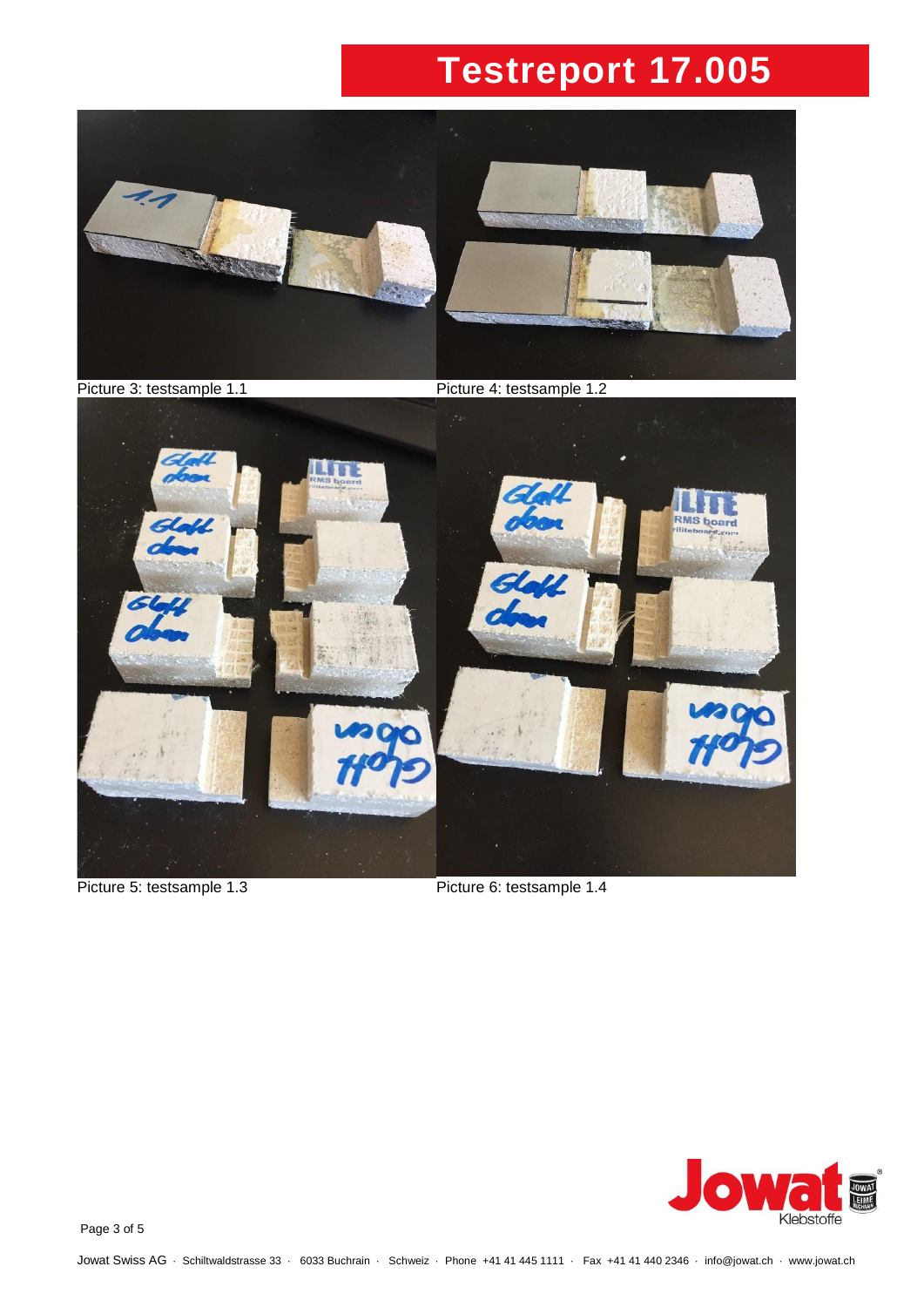Picture 3: testsample 1.1

Picture 4: testsample 1.2

Picture 5: testsample 1.3

Picture 6: testsample 1.4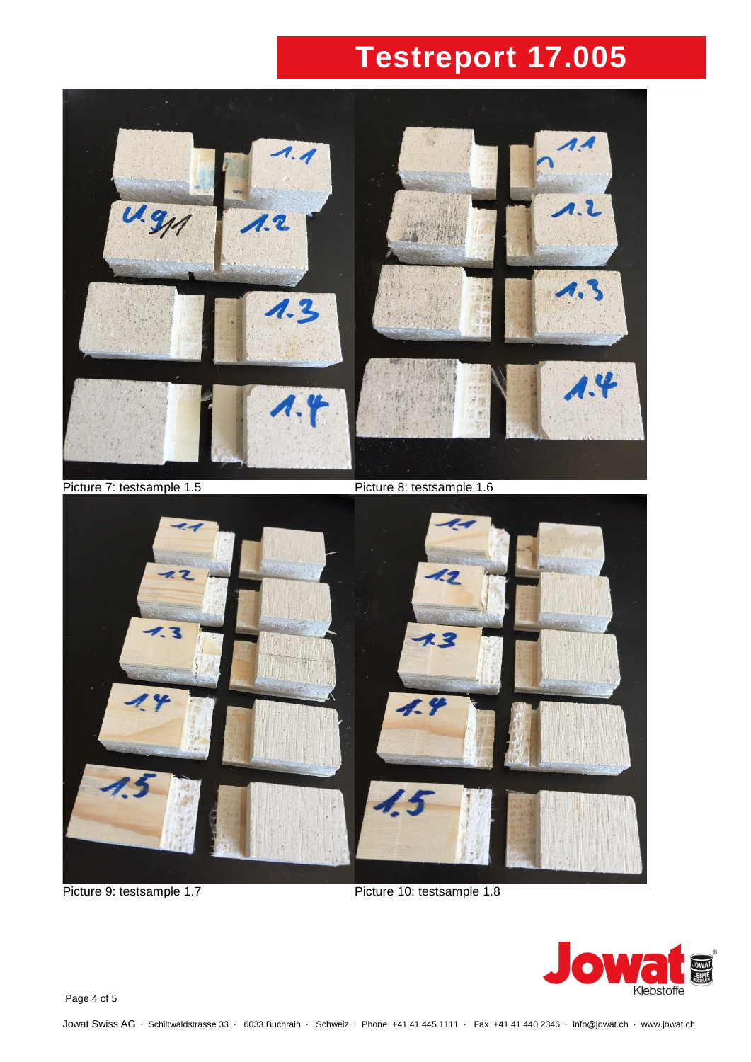Picture 7: testsample 1.5

Picture 8: testsample 1.6

Picture 9: testsample 1.7

Picture 10: testsample 1.8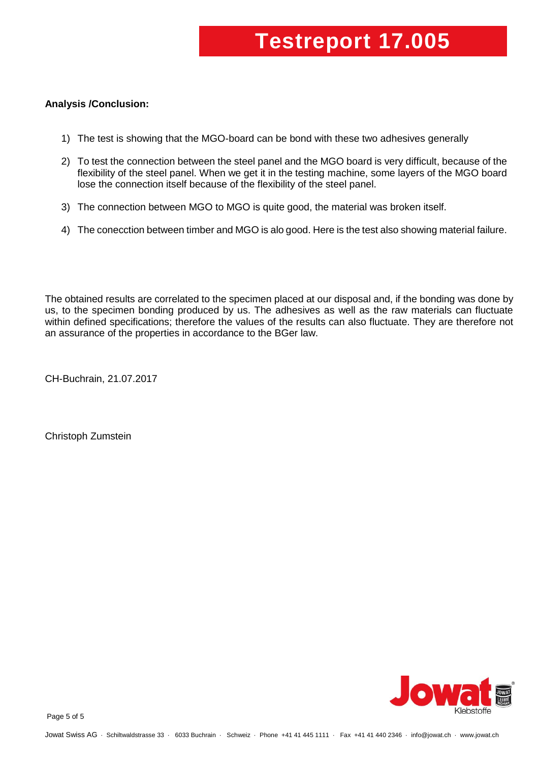**Analysis /Conclusion:**

1) The test is showing that the MGO-board can be bond with these two adhesives generally
2) To test the connection between the steel panel and the MGO board is very difficult, because of the flexibility of the steel panel. When we get it in the testing machine, some layers of the MGO board lose the connection itself because of the flexibility of the steel panel.
3) The connection between MGO to MGO is quite good, the material was broken itself.
4) The conecction between timber and MGO is alo good. Here is the test also showing material failure.

The obtained results are correlated to the specimen placed at our disposal and, if the bonding was done by us, to the specimen bonding produced by us. The adhesives as well as the raw materials can fluctuate within defined specifications; therefore the values of the results can also fluctuate. They are therefore not an assurance of the properties in accordance to the BGer law.

CH-Buchrain, 21.07.2017

Christoph Zumstein